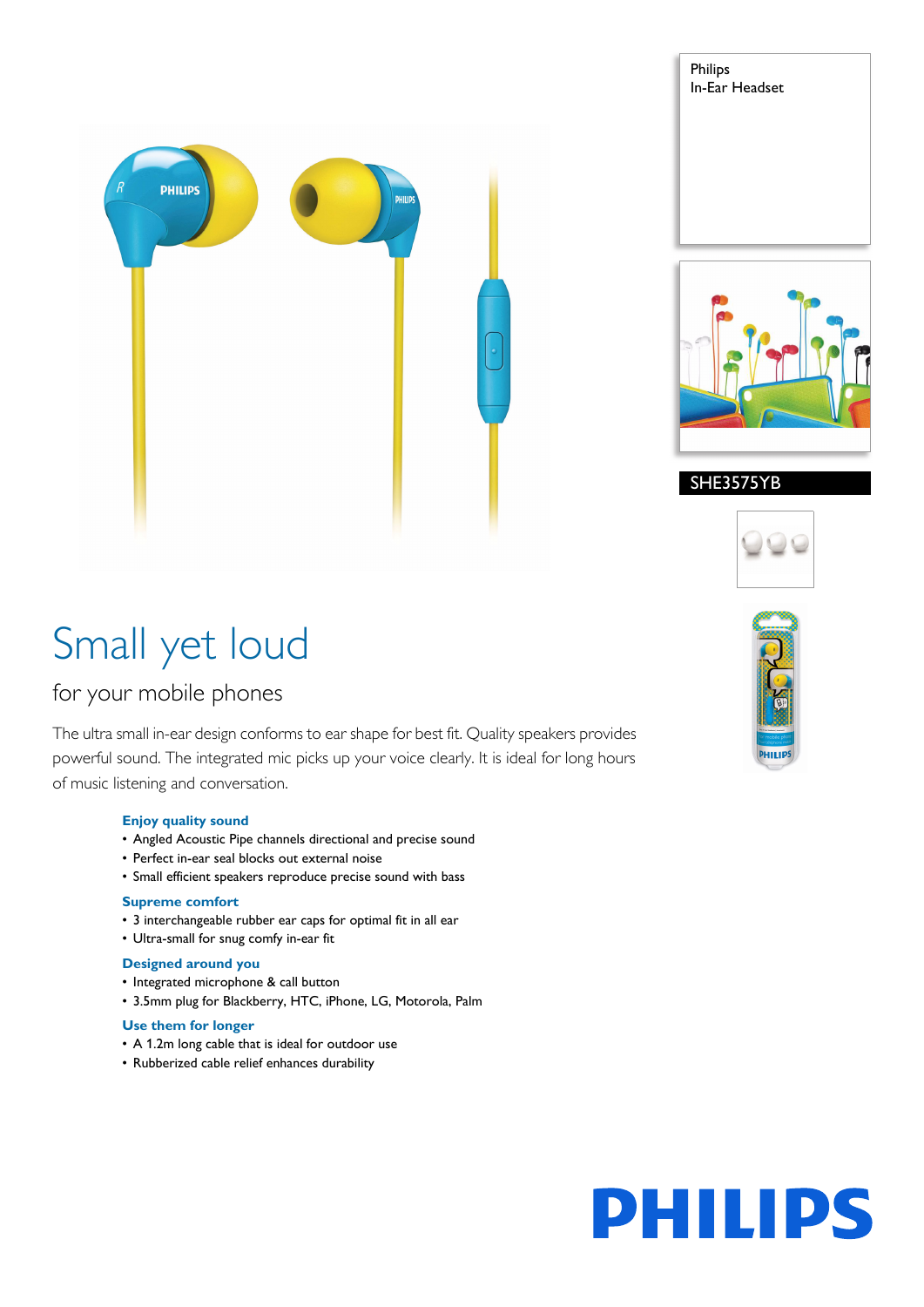Philips
In-Ear Headset

SHE3575YB

# Small yet loud

## for your mobile phones

The ultra small in-ear design conforms to ear shape for best fit. Quality speakers provides powerful sound. The integrated mic picks up your voice clearly. It is ideal for long hours of music listening and conversation.

### Enjoy quality sound

- Angled Acoustic Pipe channels directional and precise sound
- Perfect in-ear seal blocks out external noise
- Small efficient speakers reproduce precise sound with bass

### Supreme comfort

- 3 interchangeable rubber ear caps for optimal fit in all ear
- Ultra-small for snug comfy in-ear fit

### Designed around you

- Integrated microphone & call button
- 3.5mm plug for Blackberry, HTC, iPhone, LG, Motorola, Palm

### Use them for longer

- A 1.2m long cable that is ideal for outdoor use
- Rubberized cable relief enhances durability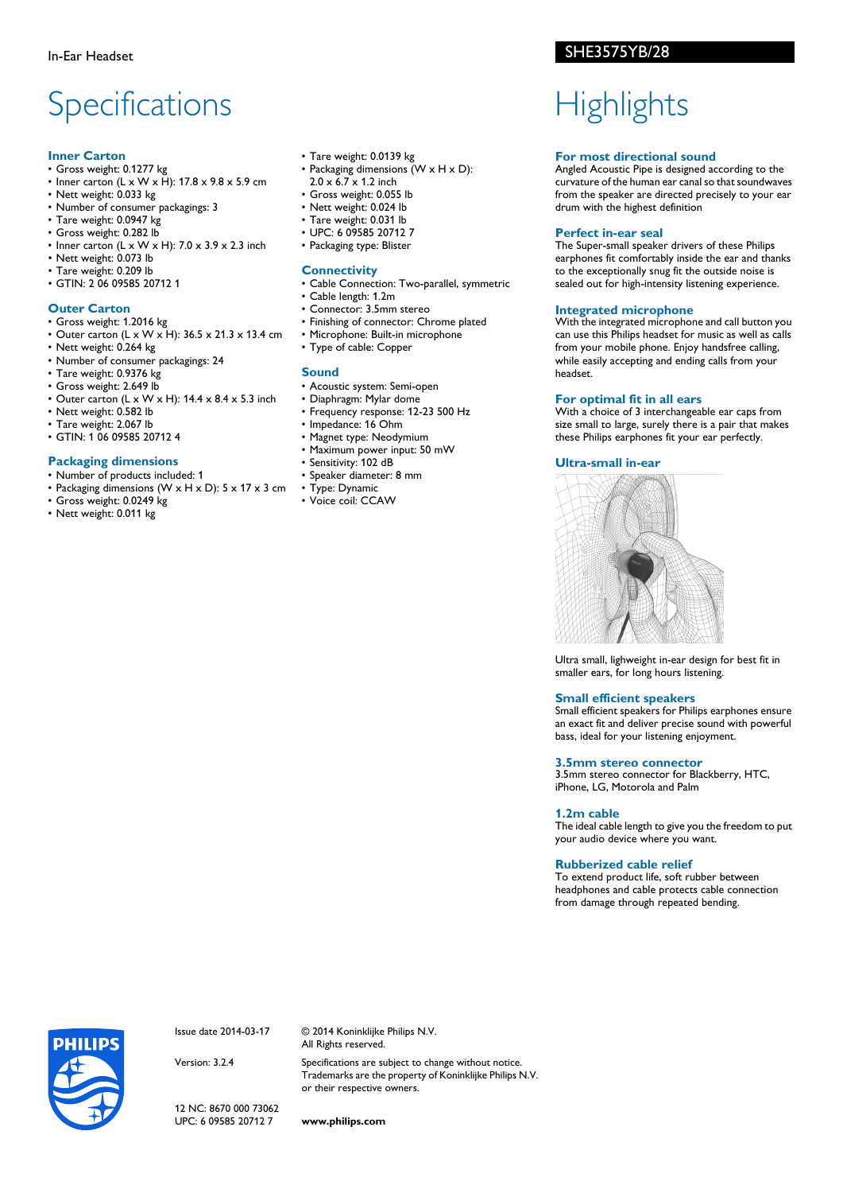In-Ear Headset

SHE3575YB/28

# Specifications

### Inner Carton
- Gross weight: 0.1277 kg
- Inner carton (L x W x H): 17.8 x 9.8 x 5.9 cm
- Nett weight: 0.033 kg
- Number of consumer packagings: 3
- Tare weight: 0.0947 kg
- Gross weight: 0.282 lb
- Inner carton (L x W x H): 7.0 x 3.9 x 2.3 inch
- Nett weight: 0.073 lb
- Tare weight: 0.209 lb
- GTIN: 2 06 09585 20712 1

### Outer Carton
- Gross weight: 1.2016 kg
- Outer carton (L x W x H): 36.5 x 21.3 x 13.4 cm
- Nett weight: 0.264 kg
- Number of consumer packagings: 24
- Tare weight: 0.9376 kg
- Gross weight: 2.649 lb
- Outer carton (L x W x H): 14.4 x 8.4 x 5.3 inch
- Nett weight: 0.582 lb
- Tare weight: 2.067 lb
- GTIN: 1 06 09585 20712 4

### Packaging dimensions
- Number of products included: 1
- Packaging dimensions (W x H x D): 5 x 17 x 3 cm
- Gross weight: 0.0249 kg
- Nett weight: 0.011 kg
- Tare weight: 0.0139 kg
- Packaging dimensions (W x H x D): 2.0 x 6.7 x 1.2 inch
- Gross weight: 0.055 lb
- Nett weight: 0.024 lb
- Tare weight: 0.031 lb
- UPC: 6 09585 20712 7
- Packaging type: Blister

### Connectivity
- Cable Connection: Two-parallel, symmetric
- Cable length: 1.2m
- Connector: 3.5mm stereo
- Finishing of connector: Chrome plated
- Microphone: Built-in microphone
- Type of cable: Copper

### Sound
- Acoustic system: Semi-open
- Diaphragm: Mylar dome
- Frequency response: 12-23 500 Hz
- Impedance: 16 Ohm
- Magnet type: Neodymium
- Maximum power input: 50 mW
- Sensitivity: 102 dB
- Speaker diameter: 8 mm
- Type: Dynamic
- Voice coil: CCAW

# Highlights

### For most directional sound
Angled Acoustic Pipe is designed according to the curvature of the human ear canal so that soundwaves from the speaker are directed precisely to your ear drum with the highest definition

### Perfect in-ear seal
The Super-small speaker drivers of these Philips earphones fit comfortably inside the ear and thanks to the exceptionally snug fit the outside noise is sealed out for high-intensity listening experience.

### Integrated microphone
With the integrated microphone and call button you can use this Philips headset for music as well as calls from your mobile phone. Enjoy handsfree calling, while easily accepting and ending calls from your headset.

### For optimal fit in all ears
With a choice of 3 interchangeable ear caps from size small to large, surely there is a pair that makes these Philips earphones fit your ear perfectly.

### Ultra-small in-ear
Ultra small, lighweight in-ear design for best fit in smaller ears, for long hours listening.

### Small efficient speakers
Small efficient speakers for Philips earphones ensure an exact fit and deliver precise sound with powerful bass, ideal for your listening enjoyment.

### 3.5mm stereo connector
3.5mm stereo connector for Blackberry, HTC, iPhone, LG, Motorola and Palm

### 1.2m cable
The ideal cable length to give you the freedom to put your audio device where you want.

### Rubberized cable relief
To extend product life, soft rubber between headphones and cable protects cable connection from damage through repeated bending.

Issue date 2014-03-17

Version: 3.2.4

12 NC: 8670 000 73062
UPC: 6 09585 20712 7

© 2014 Koninklijke Philips N.V.
All Rights reserved.

Specifications are subject to change without notice. Trademarks are the property of Koninklijke Philips N.V. or their respective owners.

www.philips.com